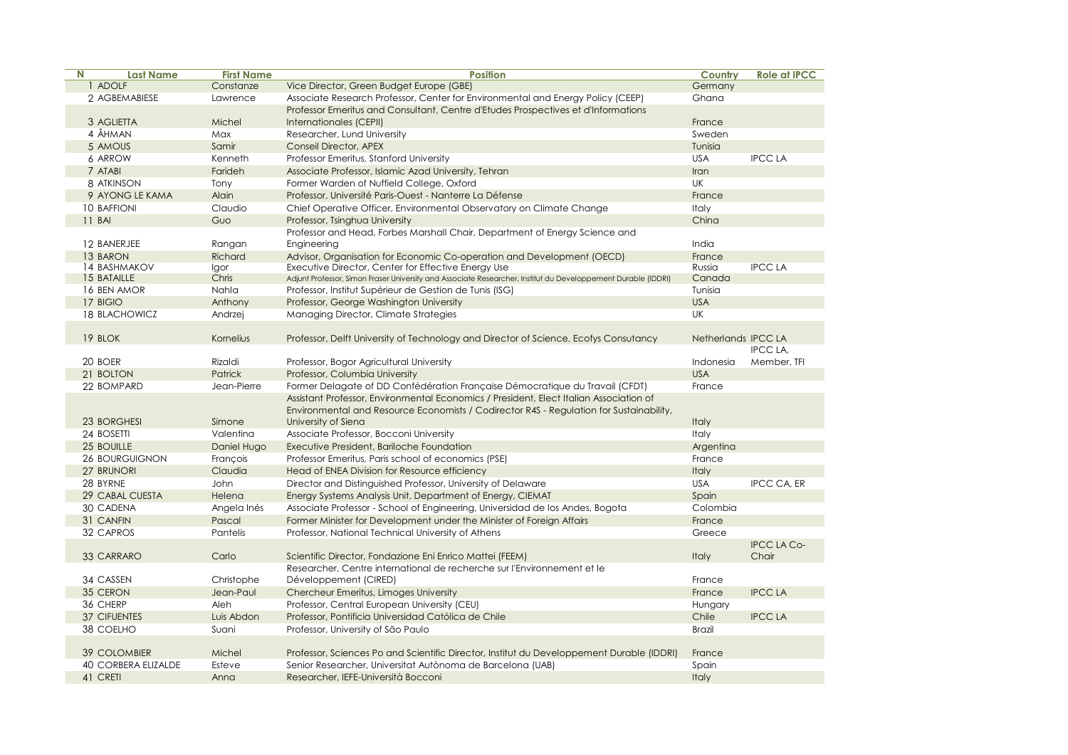| N | Last Name | First Name | Position | Country | Role at IPCC |
|---|---|---|---|---|---|
| 1 | ADOLF | Constanze | Vice Director, Green Budget Europe (GBE) | Germany | |
| 2 | AGBEMABIESE | Lawrence | Associate Research Professor, Center for Environmental and Energy Policy (CEEP) | Ghana | |
| 3 | AGLIETTA | Michel | Professor Emeritus and Consultant, Centre d'Etudes Prospectives et d'Informations Internationales (CEPII) | France | |
| 4 | ÅHMAN | Max | Researcher, Lund University | Sweden | |
| 5 | AMOUS | Samir | Conseil Director, APEX | Tunisia | |
| 6 | ARROW | Kenneth | Professor Emeritus, Stanford University | USA | IPCC LA |
| 7 | ATABI | Farideh | Associate Professor, Islamic Azad University, Tehran | Iran | |
| 8 | ATKINSON | Tony | Former Warden of Nuffield College, Oxford | UK | |
| 9 | AYONG LE KAMA | Alain | Professor, Université Paris-Ouest - Nanterre La Défense | France | |
| 10 | BAFFIONI | Claudio | Chief Operative Officer, Environmental Observatory on Climate Change | Italy | |
| 11 | BAI | Guo | Professor, Tsinghua University | China | |
| 12 | BANERJEE | Rangan | Professor and Head, Forbes Marshall Chair, Department of Energy Science and Engineering | India | |
| 13 | BARON | Richard | Advisor, Organisation for Economic Co-operation and Development (OECD) | France | |
| 14 | BASHMAKOV | Igor | Executive Director, Center for Effective Energy Use | Russia | IPCC LA |
| 15 | BATAILLE | Chris | Adjunt Professor, Simon Fraser University and Associate Researcher, Institut du Developpement Durable (IDDRI) | Canada | |
| 16 | BEN AMOR | Nahla | Professor, Institut Supérieur de Gestion de Tunis (ISG) | Tunisia | |
| 17 | BIGIO | Anthony | Professor, George Washington University | USA | |
| 18 | BLACHOWICZ | Andrzej | Managing Director, Climate Strategies | UK | |
| 19 | BLOK | Kornelius | Professor, Delft University of Technology and Director of Science, Ecofys Consutancy | Netherlands | IPCC LA |
| 20 | BOER | Rizaldi | Professor, Bogor Agricultural University | Indonesia | IPCC LA, Member, TFI |
| 21 | BOLTON | Patrick | Professor, Columbia University | USA | |
| 22 | BOMPARD | Jean-Pierre | Former Delagate of DD Confédération Française Démocratique du Travail (CFDT) | France | |
| 23 | BORGHESI | Simone | Assistant Professor, Environmental Economics / President, Elect Italian Association of Environmental and Resource Economists / Codirector R4S - Regulation for Sustainability, University of Siena | Italy | |
| 24 | BOSETTI | Valentina | Associate Professor, Bocconi University | Italy | |
| 25 | BOUILLE | Daniel Hugo | Executive President, Bariloche Foundation | Argentina | |
| 26 | BOURGUIGNON | François | Professor Emeritus, Paris school of economics (PSE) | France | |
| 27 | BRUNORI | Claudia | Head of ENEA Division for Resource efficiency | Italy | |
| 28 | BYRNE | John | Director and Distinguished Professor, University of Delaware | USA | IPCC CA, ER |
| 29 | CABAL CUESTA | Helena | Energy Systems Analysis Unit, Department of Energy, CIEMAT | Spain | |
| 30 | CADENA | Angela Inés | Associate Professor - School of Engineering, Universidad de los Andes, Bogota | Colombia | |
| 31 | CANFIN | Pascal | Former Minister for Development under the Minister of Foreign Affairs | France | |
| 32 | CAPROS | Pantelis | Professor, National Technical University of Athens | Greece | |
| 33 | CARRARO | Carlo | Scientific Director, Fondazione Eni Enrico Mattei (FEEM) | Italy | IPCC LA Co-Chair |
| 34 | CASSEN | Christophe | Researcher, Centre international de recherche sur l'Environnement et le Développement (CIRED) | France | |
| 35 | CERON | Jean-Paul | Chercheur Emeritus, Limoges University | France | IPCC LA |
| 36 | CHERP | Aleh | Professor, Central European University (CEU) | Hungary | |
| 37 | CIFUENTES | Luis Abdon | Professor, Pontificia Universidad Católica de Chile | Chile | IPCC LA |
| 38 | COELHO | Suani | Professor, University of São Paulo | Brazil | |
| 39 | COLOMBIER | Michel | Professor, Sciences Po and Scientific Director, Institut du Developpement Durable (IDDRI) | France | |
| 40 | CORBERA ELIZALDE | Esteve | Senior Researcher, Universitat Autònoma de Barcelona (UAB) | Spain | |
| 41 | CRETI | Anna | Researcher, IEFE-Università Bocconi | Italy | |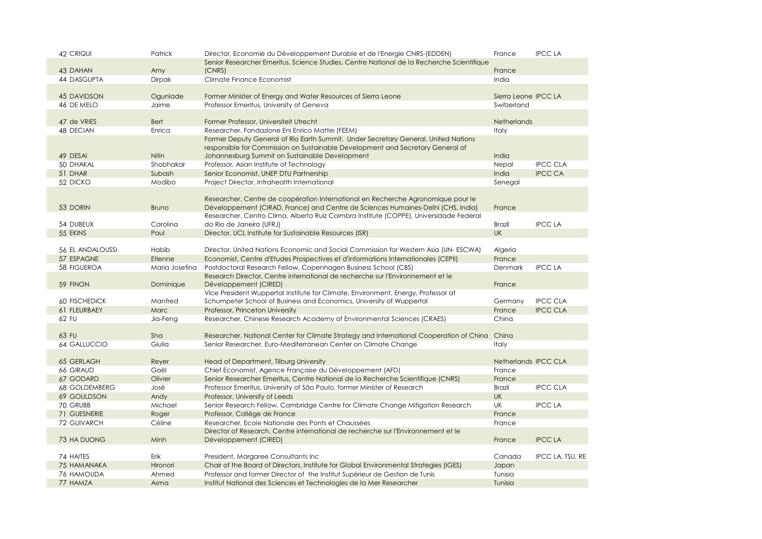| | | | | |
|---|---|---|---|---|
| 42 CRIQUI | Patrick | Director, Economie du Développement Durable et de l'Energie CNRS-(EDDEN) | France | IPCC LA |
| 43 DAHAN | Amy | Senior Researcher Emeritus, Science Studies, Centre National de la Recherche Scientifique (CNRS) | France | |
| 44 DASGUPTA | Dirpak | Climate Finance Economist | India | |
| 45 DAVIDSON | Ogunlade | Former Minister of Energy and Water Resources of Sierra Leone | Sierra Leone | IPCC LA |
| 46 DE MELO | Jaime | Professor Emeritus, University of Geneva | Switzerland | |
| 47 de VRIES | Bert | Former Professor, Universiteit Utrecht | Netherlands | |
| 48 DECIAN | Enrica | Researcher, Fondazione Eni Enrico Mattei (FEEM) | Italy | |
| 49 DESAI | Nitin | Former Deputy General of Rio Earth Summit, Under Secretary General, United Nations responsible for Commission on Sustainable Development and Secretary General of Johannesburg Summit on Sustainable Development | India | |
| 50 DHAKAL | Shobhakar | Professor, Asian Institute of Technology | Nepal | IPCC CLA |
| 51 DHAR | Subash | Senior Economist, UNEP DTU Partnership | India | IPCC CA |
| 52 DICKO | Modibo | Project Director, Intrahealth International | Senegal | |
| 53 DORIN | Bruno | Researcher, Centre de coopération International en Recherche Agronomique pour le Développement (CIRAD, France) and Centre de Sciences Humaines-Delhi (CHS, India) | France | |
| 54 DUBEUX | Carolina | Researcher, Centro Clima, Alberto Ruiz Coimbra Institute (COPPE), Universidade Federal do Rio de Janeiro (UFRJ) | Brazil | IPCC LA |
| 55 EKINS | Paul | Director, UCL Institute for Sustainable Resources (ISR) | UK | |
| 56 EL ANDALOUSSI | Habib | Director, United Nations Economic and Social Commission for Western Asia (UN- ESCWA) | Algeria | |
| 57 ESPAGNE | Etienne | Economist, Centre d'Etudes Prospectives et d'Informations Internationales (CEPII) | France | |
| 58 FIGUEROA | Maria Josefina | Postdoctoral Research Fellow, Copenhagen Business School (CBS) | Denmark | IPCC LA |
| 59 FINON | Dominique | Research Director, Centre international de recherche sur l'Environnement et le Développement (CIRED) | France | |
| 60 FISCHEDICK | Manfred | Vice President Wuppertal Institute for Climate, Environment, Energy, Professor at Schumpeter School of Business and Economics, University of Wuppertal | Germany | IPCC CLA |
| 61 FLEURBAEY | Marc | Professor, Princeton University | France | IPCC CLA |
| 62 FU | Jia-Feng | Researcher, Chinese Research Academy of Environmental Sciences (CRAES) | China | |
| 63 FU | Sha | Researcher, National Center for Climate Strategy and International Cooperation of China | China | |
| 64 GALLUCCIO | Giulia | Senior Researcher, Euro-Mediterranean Center on Climate Change | Italy | |
| 65 GERLAGH | Reyer | Head of Department, Tilburg University | Netherlands | IPCC CLA |
| 66 GIRAUD | Gaël | Chief Economist, Agence Française du Développement (AFD) | France | |
| 67 GODARD | Olivier | Senior Researcher Emeritus, Centre National de la Recherche Scientifique (CNRS) | France | |
| 68 GOLDEMBERG | José | Professor Emeritus, University of São Paulo, former Minister of Research | Brazil | IPCC CLA |
| 69 GOULDSON | Andy | Professor, University of Leeds | UK | |
| 70 GRUBB | Michael | Senior Research Fellow, Cambridge Centre for Climate Change Mitigation Research | UK | IPCC LA |
| 71 GUESNERIE | Roger | Professor, Collège de France | France | |
| 72 GUIVARCH | Céline | Researcher, Ecole Nationale des Ponts et Chaussées | France | |
| 73 HA DUONG | Minh | Director of Research, Centre international de recherche sur l'Environnement et le Développement (CIRED) | France | IPCC LA |
| 74 HAITES | Erik | President, Margaree Consultants Inc | Canada | IPCC LA, TSU, RE |
| 75 HAMANAKA | Hironori | Chair of the Board of Directors, Institute for Global Environmental Strategies (IGES) | Japan | |
| 76 HAMOUDA | Ahmed | Professor and former Director of the Institut Supérieur de Gestion de Tunis | Tunisia | |
| 77 HAMZA | Asma | Institut National des Sciences et Technologies de la Mer Researcher | Tunisia | |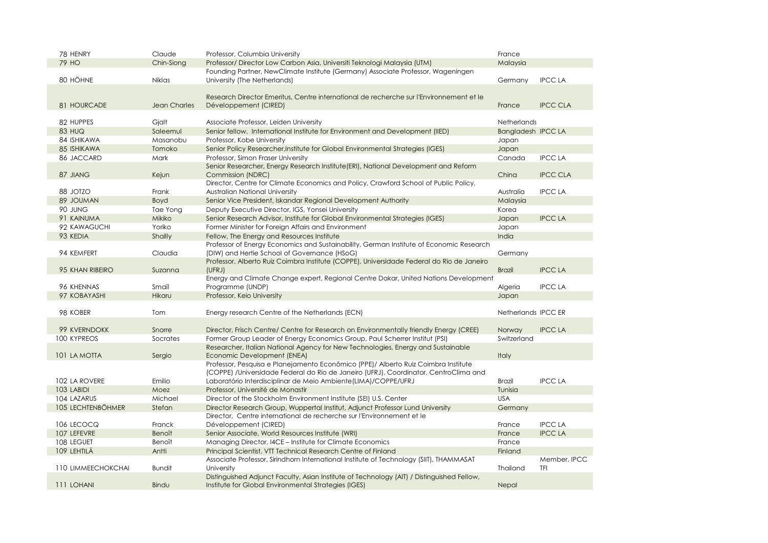| | | | | | |
|---|---|---|---|---|---|
| 78 | HENRY | Claude | Professor, Columbia University | France | |
| 79 | HO | Chin-Siong | Professor/ Director Low Carbon Asia, Universiti Teknologi Malaysia (UTM) | Malaysia | |
| 80 | HÖHNE | Niklas | Founding Partner, NewClimate Institute (Germany) Associate Professor, Wageningen University (The Netherlands) | Germany | IPCC LA |
| 81 | HOURCADE | Jean Charles | Research Director Emeritus, Centre international de recherche sur l'Environnement et le Développement (CIRED) | France | IPCC CLA |
| 82 | HUPPES | Gjalt | Associate Professor, Leiden University | Netherlands | |
| 83 | HUQ | Saleemul | Senior fellow, International Institute for Environment and Development (IIED) | Bangladesh | IPCC LA |
| 84 | ISHIKAWA | Masanobu | Professor, Kobe University | Japan | |
| 85 | ISHIKAWA | Tomoko | Senior Policy Researcher,Institute for Global Environmental Strategies (IGES) | Japan | |
| 86 | JACCARD | Mark | Professor, Simon Fraser University | Canada | IPCC LA |
| 87 | JIANG | Kejun | Senior Researcher, Energy Research Institute(ERI), National Development and Reform Commission (NDRC) | China | IPCC CLA |
| 88 | JOTZO | Frank | Director, Centre for Climate Economics and Policy, Crawford School of Public Policy, Australian National University | Australia | IPCC LA |
| 89 | JOUMAN | Boyd | Senior Vice President, Iskandar Regional Development Authority | Malaysia | |
| 90 | JUNG | Tae Yong | Deputy Executive Director, IGS, Yonsei University | Korea | |
| 91 | KAINUMA | Mikiko | Senior Research Advisor, Institute for Global Environmental Strategies (IGES) | Japan | IPCC LA |
| 92 | KAWAGUCHI | Yoriko | Former Minister for Foreign Affairs and Environment | Japan | |
| 93 | KEDIA | Shailly | Fellow, The Energy and Resources Institute | India | |
| 94 | KEMFERT | Claudia | Professor of Energy Economics and Sustainability, German Institute of Economic Research (DIW) and Hertie School of Governance (HSoG) | Germany | |
| 95 | KHAN RIBEIRO | Suzanna | Professor, Alberto Ruiz Coimbra Institute (COPPE), Universidade Federal do Rio de Janeiro (UFRJ) | Brazil | IPCC LA |
| 96 | KHENNAS | Smaïl | Energy and Climate Change expert, Regional Centre Dakar, United Nations Development Programme (UNDP) | Algeria | IPCC LA |
| 97 | KOBAYASHI | Hikaru | Professor, Keio University | Japan | |
| 98 | KOBER | Tom | Energy research Centre of the Netherlands (ECN) | Netherlands | IPCC ER |
| 99 | KVERNDOKK | Snorre | Director, Frisch Centre/ Centre for Research on Environmentally friendly Energy (CREE) | Norway | IPCC LA |
| 100 | KYPREOS | Socrates | Former Group Leader of Energy Economics Group, Paul Scherrer Institut (PSI) | Switzerland | |
| 101 | LA MOTTA | Sergio | Researcher, Italian National Agency for New Technologies, Energy and Sustainable Economic Development (ENEA) | Italy | |
| 102 | LA ROVERE | Emilio | Professor, Pesquisa e Planejamento Econômico (PPE)/ Alberto Ruiz Coimbra Institute (COPPE) /Universidade Federal do Rio de Janeiro (UFRJ), Coordinator, CentroClima and Laboratório Interdisciplinar de Meio Ambiente(LIMA)/COPPE/UFRJ | Brazil | IPCC LA |
| 103 | LABIDI | Moez | Professor, Université de Monastir | Tunisia | |
| 104 | LAZARUS | Michael | Director of the Stockholm Environment Institute (SEI) U.S. Center | USA | |
| 105 | LECHTENBÖHMER | Stefan | Director Research Group, Wuppertal Institut, Adjunct Professor Lund University | Germany | |
| 106 | LECOCQ | Franck | Director, Centre international de recherche sur l'Environnement et le Développement (CIRED) | France | IPCC LA |
| 107 | LEFEVRE | Benoît | Senior Associate, World Resources Institute (WRI) | France | IPCC LA |
| 108 | LEGUET | Benoît | Managing Director, I4CE – Institute for Climate Economics | France | |
| 109 | LEHTILÄ | Antti | Principal Scientist, VTT Technical Research Centre of Finland | Finland | |
| 110 | LIMMEECHOKCHAI | Bundit | Associate Professor, Sirindhorn International Institute of Technology (SIIT), THAMMASAT University | Thailand | Member, IPCC TFI |
| 111 | LOHANI | Bindu | Distinguished Adjunct Faculty, Asian Institute of Technology (AIT) / Distinguished Fellow, Institute for Global Environmental Strategies (IGES) | Nepal | |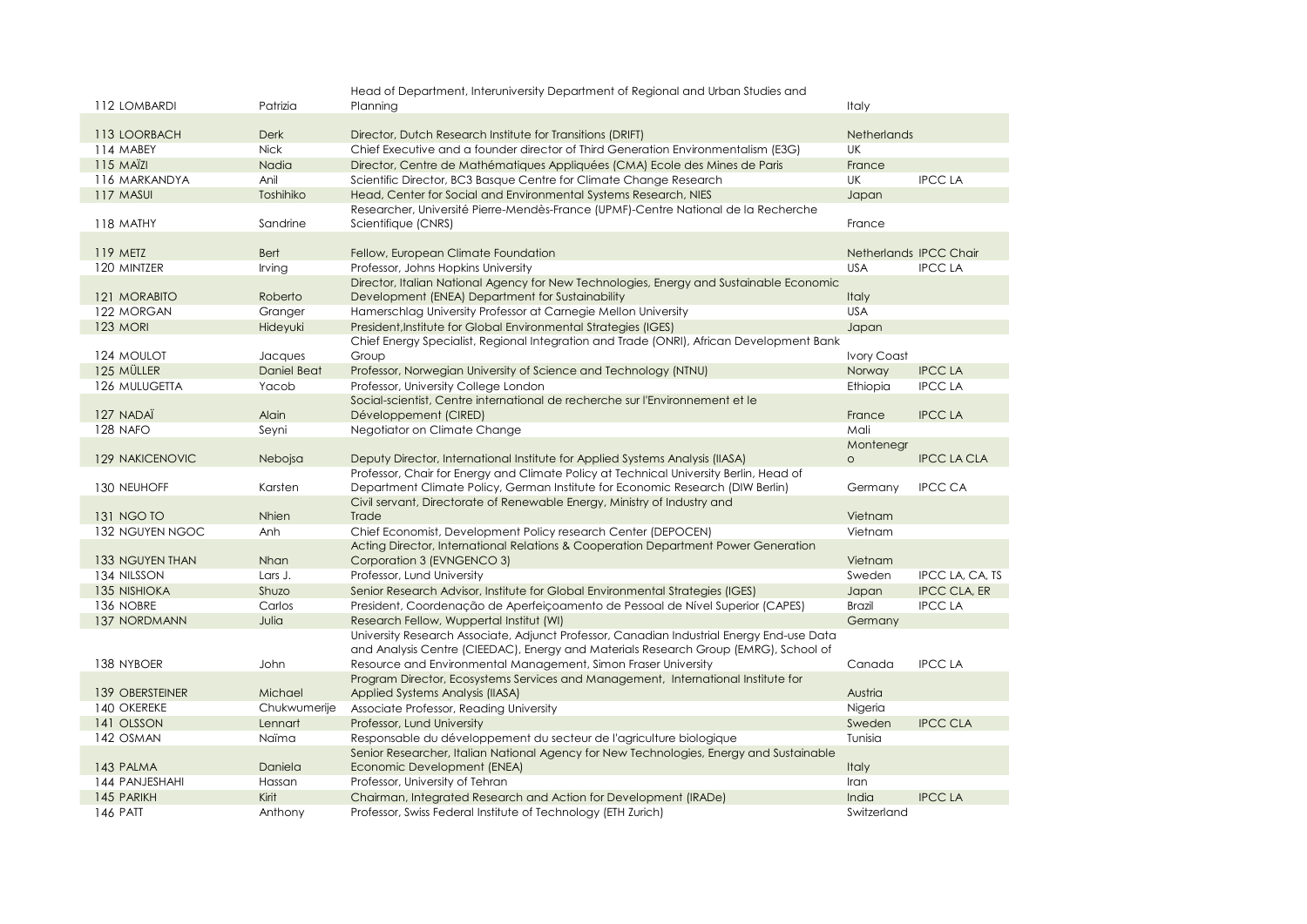| | | | | | |
|---|---|---|---|---|---|
| 112 | LOMBARDI | Patrizia | Head of Department, Interuniversity Department of Regional and Urban Studies and Planning | Italy | |
| 113 | LOORBACH | Derk | Director, Dutch Research Institute for Transitions (DRIFT) | Netherlands | |
| 114 | MABEY | Nick | Chief Executive and a founder director of Third Generation Environmentalism (E3G) | UK | |
| 115 | MAÏZI | Nadia | Director, Centre de Mathématiques Appliquées (CMA) Ecole des Mines de Paris | France | |
| 116 | MARKANDYA | Anil | Scientific Director, BC3 Basque Centre for Climate Change Research | UK | IPCC LA |
| 117 | MASUI | Toshihiko | Head, Center for Social and Environmental Systems Research, NIES | Japan | |
| 118 | MATHY | Sandrine | Researcher, Université Pierre-Mendès-France (UPMF)-Centre National de la Recherche Scientifique (CNRS) | France | |
| 119 | METZ | Bert | Fellow, European Climate Foundation | Netherlands | IPCC Chair |
| 120 | MINTZER | Irving | Professor, Johns Hopkins University | USA | IPCC LA |
| 121 | MORABITO | Roberto | Director, Italian National Agency for New Technologies, Energy and Sustainable Economic Development (ENEA) Department for Sustainability | Italy | |
| 122 | MORGAN | Granger | Hamerschlag University Professor at Carnegie Mellon University | USA | |
| 123 | MORI | Hideyuki | President,Institute for Global Environmental Strategies (IGES) | Japan | |
| 124 | MOULOT | Jacques | Chief Energy Specialist, Regional Integration and Trade (ONRI), African Development Bank Group | Ivory Coast | |
| 125 | MÜLLER | Daniel Beat | Professor, Norwegian University of Science and Technology (NTNU) | Norway | IPCC LA |
| 126 | MULUGETTA | Yacob | Professor, University College London | Ethiopia | IPCC LA |
| 127 | NADAÏ | Alain | Social-scientist, Centre international de recherche sur l'Environnement et le Développement (CIRED) | France | IPCC LA |
| 128 | NAFO | Seyni | Negotiator on Climate Change | Mali | |
| 129 | NAKICENOVIC | Nebojsa | Deputy Director, International Institute for Applied Systems Analysis (IIASA) | Montenegro | IPCC LA CLA |
| 130 | NEUHOFF | Karsten | Professor, Chair for Energy and Climate Policy at Technical University Berlin, Head of Department Climate Policy, German Institute for Economic Research (DIW Berlin) | Germany | IPCC CA |
| 131 | NGO TO | Nhien | Civil servant, Directorate of Renewable Energy, Ministry of Industry and Trade | Vietnam | |
| 132 | NGUYEN NGOC | Anh | Chief Economist, Development Policy research Center (DEPOCEN) | Vietnam | |
| 133 | NGUYEN THAN | Nhan | Acting Director, International Relations & Cooperation Department Power Generation Corporation 3 (EVNGENCO 3) | Vietnam | |
| 134 | NILSSON | Lars J. | Professor, Lund University | Sweden | IPCC LA, CA, TS |
| 135 | NISHIOKA | Shuzo | Senior Research Advisor, Institute for Global Environmental Strategies (IGES) | Japan | IPCC CLA, ER |
| 136 | NOBRE | Carlos | President, Coordenação de Aperfeiçoamento de Pessoal de Nível Superior (CAPES) | Brazil | IPCC LA |
| 137 | NORDMANN | Julia | Research Fellow, Wuppertal Institut (WI) | Germany | |
| 138 | NYBOER | John | University Research Associate, Adjunct Professor, Canadian Industrial Energy End-use Data and Analysis Centre (CIEEDAC), Energy and Materials Research Group (EMRG), School of Resource and Environmental Management, Simon Fraser University | Canada | IPCC LA |
| 139 | OBERSTEINER | Michael | Program Director, Ecosystems Services and Management, International Institute for Applied Systems Analysis (IIASA) | Austria | |
| 140 | OKEREKE | Chukwumerije | Associate Professor, Reading University | Nigeria | |
| 141 | OLSSON | Lennart | Professor, Lund University | Sweden | IPCC CLA |
| 142 | OSMAN | Naïma | Responsable du développement du secteur de l'agriculture biologique | Tunisia | |
| 143 | PALMA | Daniela | Senior Researcher, Italian National Agency for New Technologies, Energy and Sustainable Economic Development (ENEA) | Italy | |
| 144 | PANJESHAHI | Hassan | Professor, University of Tehran | Iran | |
| 145 | PARIKH | Kirit | Chairman, Integrated Research and Action for Development (IRADe) | India | IPCC LA |
| 146 | PATT | Anthony | Professor, Swiss Federal Institute of Technology (ETH Zurich) | Switzerland | |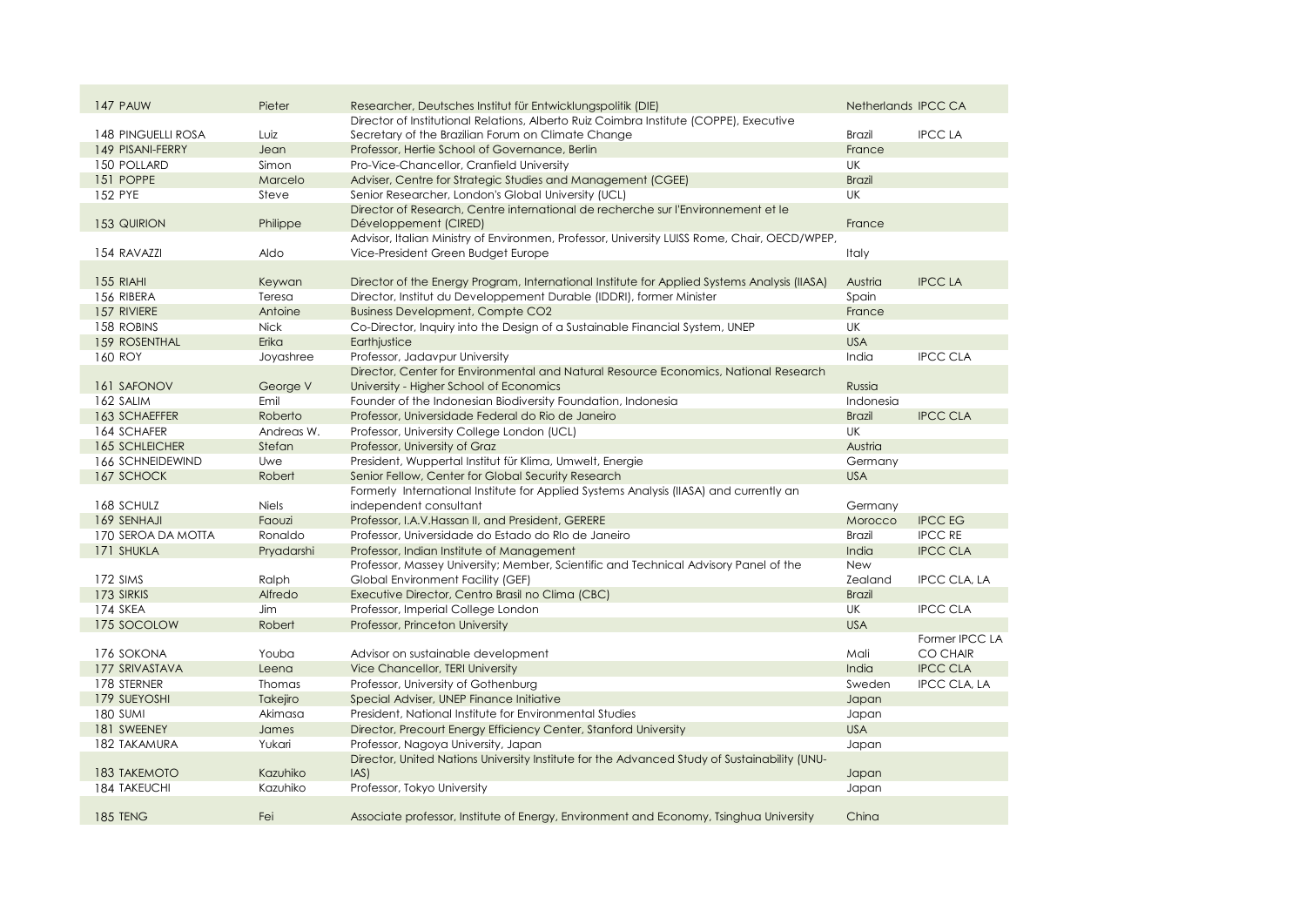| | | | | | |
|---|---|---|---|---|---|
| 147 | PAUW | Pieter | Researcher, Deutsches Institut für Entwicklungspolitik (DIE) | Netherlands | IPCC CA |
| 148 | PINGUELLI ROSA | Luiz | Director of Institutional Relations, Alberto Ruiz Coimbra Institute (COPPE), Executive Secretary of the Brazilian Forum on Climate Change | Brazil | IPCC LA |
| 149 | PISANI-FERRY | Jean | Professor, Hertie School of Governance, Berlin | France | |
| 150 | POLLARD | Simon | Pro-Vice-Chancellor, Cranfield University | UK | |
| 151 | POPPE | Marcelo | Adviser, Centre for Strategic Studies and Management (CGEE) | Brazil | |
| 152 | PYE | Steve | Senior Researcher, London's Global University (UCL) | UK | |
| 153 | QUIRION | Philippe | Director of Research, Centre international de recherche sur l'Environnement et le Développement (CIRED) | France | |
| 154 | RAVAZZI | Aldo | Advisor, Italian Ministry of Environmen, Professor, University LUISS Rome, Chair, OECD/WPEP, Vice-President Green Budget Europe | Italy | |
| 155 | RIAHI | Keywan | Director of the Energy Program, International Institute for Applied Systems Analysis (IIASA) | Austria | IPCC LA |
| 156 | RIBERA | Teresa | Director, Institut du Developpement Durable (IDDRI), former Minister | Spain | |
| 157 | RIVIERE | Antoine | Business Development, Compte CO2 | France | |
| 158 | ROBINS | Nick | Co-Director, Inquiry into the Design of a Sustainable Financial System, UNEP | UK | |
| 159 | ROSENTHAL | Erika | Earthjustice | USA | |
| 160 | ROY | Joyashree | Professor, Jadavpur University | India | IPCC CLA |
| 161 | SAFONOV | George V | Director, Center for Environmental and Natural Resource Economics, National Research University - Higher School of Economics | Russia | |
| 162 | SALIM | Emil | Founder of the Indonesian Biodiversity Foundation, Indonesia | Indonesia | |
| 163 | SCHAEFFER | Roberto | Professor, Universidade Federal do Rio de Janeiro | Brazil | IPCC CLA |
| 164 | SCHAFER | Andreas W. | Professor, University College London (UCL) | UK | |
| 165 | SCHLEICHER | Stefan | Professor, University of Graz | Austria | |
| 166 | SCHNEIDEWIND | Uwe | President, Wuppertal Institut für Klima, Umwelt, Energie | Germany | |
| 167 | SCHOCK | Robert | Senior Fellow, Center for Global Security Research | USA | |
| 168 | SCHULZ | Niels | Formerly International Institute for Applied Systems Analysis (IIASA) and currently an independent consultant | Germany | |
| 169 | SENHAJI | Faouzi | Professor, I.A.V.Hassan II, and President, GERERE | Morocco | IPCC EG |
| 170 | SEROA DA MOTTA | Ronaldo | Professor, Universidade do Estado do RIo de Janeiro | Brazil | IPCC RE |
| 171 | SHUKLA | Pryadarshi | Professor, Indian Institute of Management | India | IPCC CLA |
| 172 | SIMS | Ralph | Professor, Massey University; Member, Scientific and Technical Advisory Panel of the Global Environment Facility (GEF) | New Zealand | IPCC CLA, LA |
| 173 | SIRKIS | Alfredo | Executive Director, Centro Brasil no Clima (CBC) | Brazil | |
| 174 | SKEA | Jim | Professor, Imperial College London | UK | IPCC CLA |
| 175 | SOCOLOW | Robert | Professor, Princeton University | USA | |
| 176 | SOKONA | Youba | Advisor on sustainable development | Mali | Former IPCC LA CO CHAIR |
| 177 | SRIVASTAVA | Leena | Vice Chancellor, TERI University | India | IPCC CLA |
| 178 | STERNER | Thomas | Professor, University of Gothenburg | Sweden | IPCC CLA, LA |
| 179 | SUEYOSHI | Takejiro | Special Adviser, UNEP Finance Initiative | Japan | |
| 180 | SUMI | Akimasa | President, National Institute for Environmental Studies | Japan | |
| 181 | SWEENEY | James | Director, Precourt Energy Efficiency Center, Stanford University | USA | |
| 182 | TAKAMURA | Yukari | Professor, Nagoya University, Japan | Japan | |
| 183 | TAKEMOTO | Kazuhiko | Director, United Nations University Institute for the Advanced Study of Sustainability (UNU-IAS) | Japan | |
| 184 | TAKEUCHI | Kazuhiko | Professor, Tokyo University | Japan | |
| 185 | TENG | Fei | Associate professor, Institute of Energy, Environment and Economy, Tsinghua University | China | |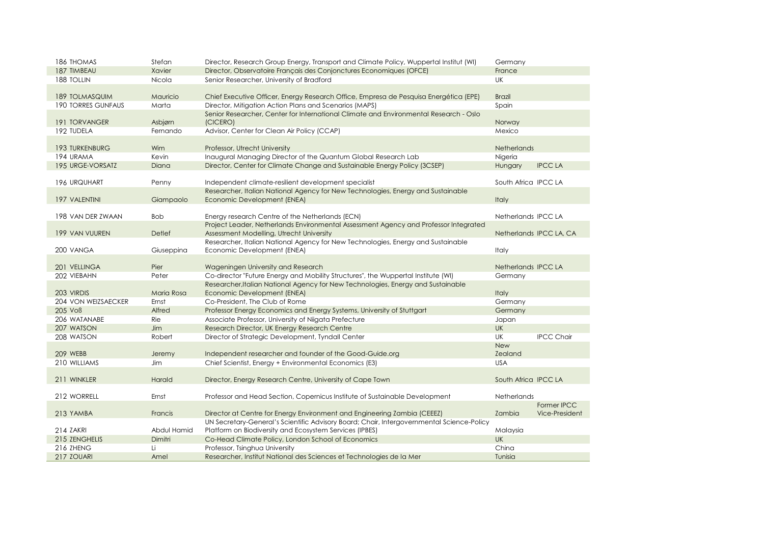| | | | | |
|---|---|---|---|---|
| 186 THOMAS | Stefan | Director, Research Group Energy, Transport and Climate Policy, Wuppertal Institut (WI) | Germany | |
| 187 TIMBEAU | Xavier | Director, Observatoire Français des Conjonctures Economiques (OFCE) | France | |
| 188 TOLLIN | Nicola | Senior Researcher, University of Bradford | UK | |
| 189 TOLMASQUIM | Mauricio | Chief Executive Officer, Energy Research Office, Empresa de Pesquisa Energética (EPE) | Brazil | |
| 190 TORRES GUNFAUS | Marta | Director, Mitigation Action Plans and Scenarios (MAPS) | Spain | |
| 191 TORVANGER | Asbjørn | Senior Researcher, Center for International Climate and Environmental Research - Oslo (CICERO) | Norway | |
| 192 TUDELA | Fernando | Advisor, Center for Clean Air Policy (CCAP) | Mexico | |
| 193 TURKENBURG | Wim | Professor, Utrecht University | Netherlands | |
| 194 URAMA | Kevin | Inaugural Managing Director of the Quantum Global Research Lab | Nigeria | |
| 195 URGE-VORSATZ | Diana | Director, Center for Climate Change and Sustainable Energy Policy (3CSEP) | Hungary | IPCC LA |
| 196 URQUHART | Penny | Independent climate-resilient development specialist | South Africa | IPCC LA |
| 197 VALENTINI | Giampaolo | Researcher, Italian National Agency for New Technologies, Energy and Sustainable Economic Development (ENEA) | Italy | |
| 198 VAN DER ZWAAN | Bob | Energy research Centre of the Netherlands (ECN) | Netherlands | IPCC LA |
| 199 VAN VUUREN | Detlef | Project Leader, Netherlands Environmental Assessment Agency and Professor Integrated Assessment Modelling, Utrecht University | Netherlands | IPCC LA, CA |
| 200 VANGA | Giuseppina | Researcher, Italian National Agency for New Technologies, Energy and Sustainable Economic Development (ENEA) | Italy | |
| 201 VELLINGA | Pier | Wageningen University and Research | Netherlands | IPCC LA |
| 202 VIEBAHN | Peter | Co-director "Future Energy and Mobility Structures", the Wuppertal Institute (WI) | Germany | |
| 203 VIRDIS | Maria Rosa | Researcher,Italian National Agency for New Technologies, Energy and Sustainable Economic Development (ENEA) | Italy | |
| 204 VON WEIZSAECKER | Ernst | Co-President, The Club of Rome | Germany | |
| 205 Voß | Alfred | Professor Energy Economics and Energy Systems, University of Stuttgart | Germany | |
| 206 WATANABE | Rie | Associate Professor, University of Niigata Prefecture | Japan | |
| 207 WATSON | Jim | Research Director, UK Energy Research Centre | UK | |
| 208 WATSON | Robert | Director of Strategic Development, Tyndall Center | UK | IPCC Chair |
| 209 WEBB | Jeremy | Independent researcher and founder of the Good-Guide.org | New Zealand | |
| 210 WILLIAMS | Jim | Chief Scientist, Energy + Environmental Economics (E3) | USA | |
| 211 WINKLER | Harald | Director, Energy Research Centre, University of Cape Town | South Africa | IPCC LA |
| 212 WORRELL | Ernst | Professor and Head Section, Copernicus Institute of Sustainable Development | Netherlands | |
| 213 YAMBA | Francis | Director at Centre for Energy Environment and Engineering Zambia (CEEEZ) | Zambia | Former IPCC Vice-President |
| 214 ZAKRI | Abdul Hamid | UN Secretary-General's Scientific Advisory Board; Chair, Intergovernmental Science-Policy Platform on Biodiversity and Ecosystem Services (IPBES) | Malaysia | |
| 215 ZENGHELIS | Dimitri | Co-Head Climate Policy, London School of Economics | UK | |
| 216 ZHENG | Li | Professor, Tsinghua University | China | |
| 217 ZOUARI | Amel | Researcher, Institut National des Sciences et Technologies de la Mer | Tunisia | |